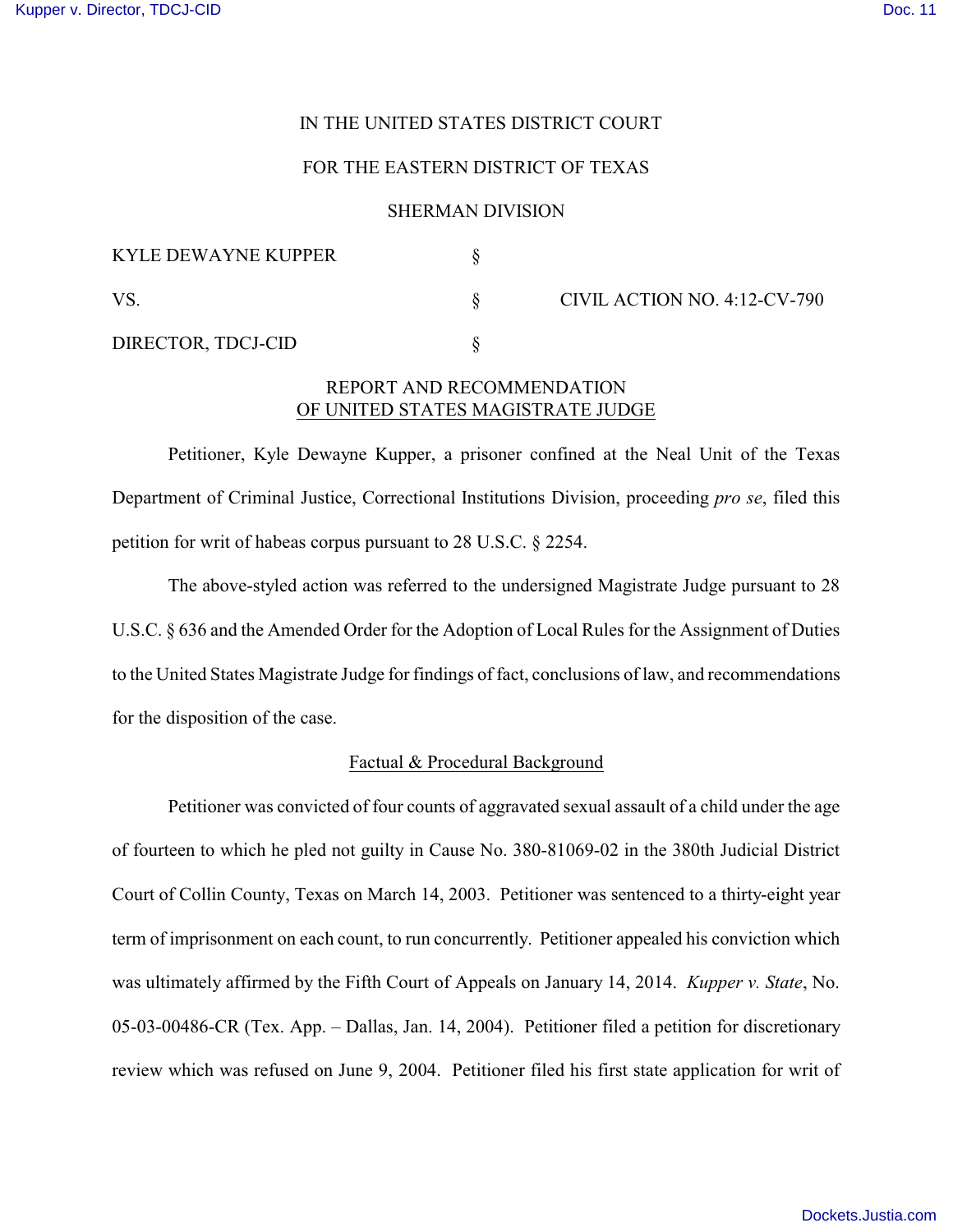IN THE UNITED STATES DISTRICT COURT

FOR THE EASTERN DISTRICT OF TEXAS

SHERMAN DIVISION

| | | |
|---|---|---|
| KYLE DEWAYNE KUPPER | § | |
| VS. | § | CIVIL ACTION NO. 4:12-CV-790 |
| DIRECTOR, TDCJ-CID | § | |

REPORT AND RECOMMENDATION
OF UNITED STATES MAGISTRATE JUDGE

Petitioner, Kyle Dewayne Kupper, a prisoner confined at the Neal Unit of the Texas Department of Criminal Justice, Correctional Institutions Division, proceeding *pro se*, filed this petition for writ of habeas corpus pursuant to 28 U.S.C. § 2254.

The above-styled action was referred to the undersigned Magistrate Judge pursuant to 28 U.S.C. § 636 and the Amended Order for the Adoption of Local Rules for the Assignment of Duties to the United States Magistrate Judge for findings of fact, conclusions of law, and recommendations for the disposition of the case.

## Factual & Procedural Background

Petitioner was convicted of four counts of aggravated sexual assault of a child under the age of fourteen to which he pled not guilty in Cause No. 380-81069-02 in the 380th Judicial District Court of Collin County, Texas on March 14, 2003. Petitioner was sentenced to a thirty-eight year term of imprisonment on each count, to run concurrently. Petitioner appealed his conviction which was ultimately affirmed by the Fifth Court of Appeals on January 14, 2014. *Kupper v. State*, No. 05-03-00486-CR (Tex. App. – Dallas, Jan. 14, 2004). Petitioner filed a petition for discretionary review which was refused on June 9, 2004. Petitioner filed his first state application for writ of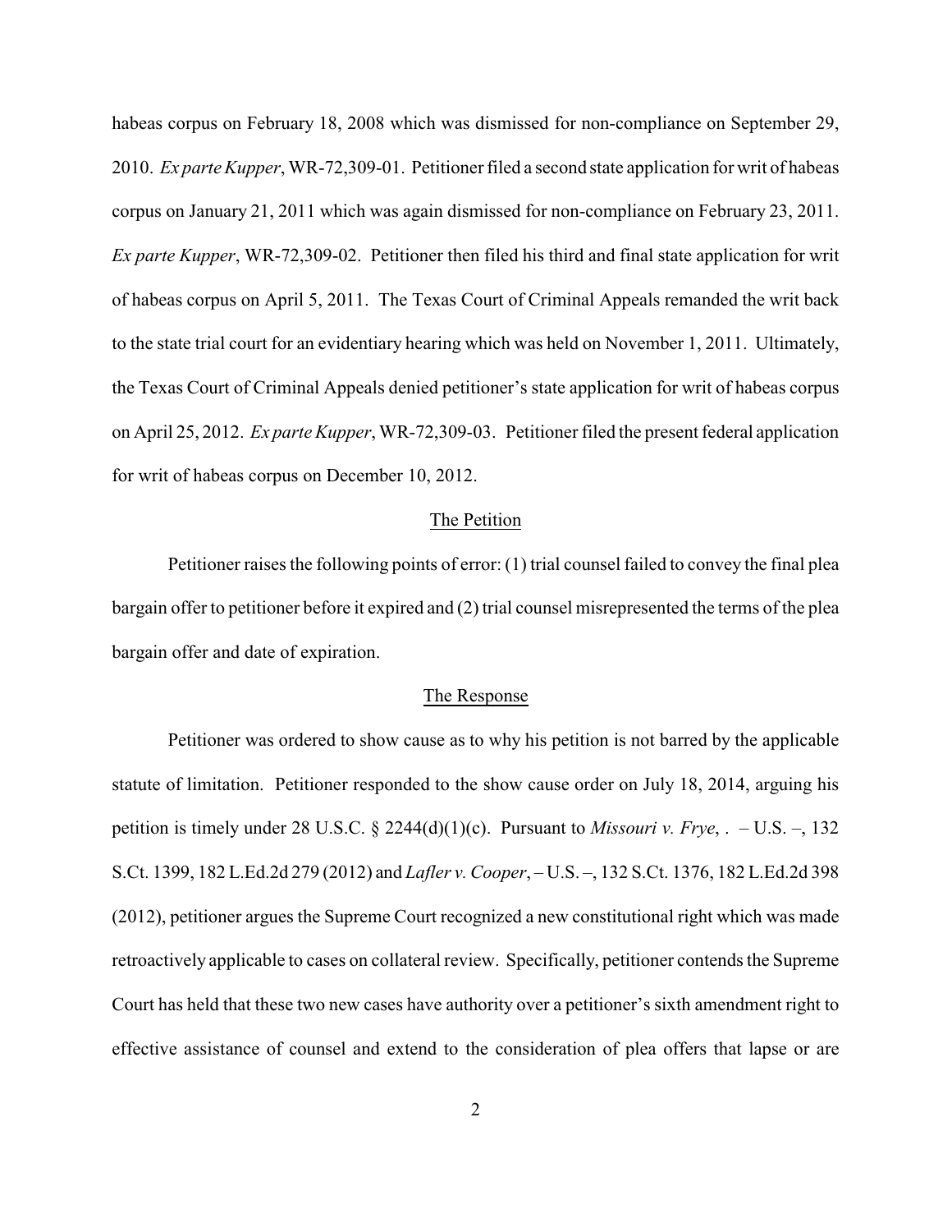habeas corpus on February 18, 2008 which was dismissed for non-compliance on September 29, 2010. *Ex parte Kupper*, WR-72,309-01. Petitioner filed a second state application for writ of habeas corpus on January 21, 2011 which was again dismissed for non-compliance on February 23, 2011. *Ex parte Kupper*, WR-72,309-02. Petitioner then filed his third and final state application for writ of habeas corpus on April 5, 2011. The Texas Court of Criminal Appeals remanded the writ back to the state trial court for an evidentiary hearing which was held on November 1, 2011. Ultimately, the Texas Court of Criminal Appeals denied petitioner's state application for writ of habeas corpus on April 25, 2012. *Ex parte Kupper*, WR-72,309-03. Petitioner filed the present federal application for writ of habeas corpus on December 10, 2012.

## The Petition

Petitioner raises the following points of error: (1) trial counsel failed to convey the final plea bargain offer to petitioner before it expired and (2) trial counsel misrepresented the terms of the plea bargain offer and date of expiration.

## The Response

Petitioner was ordered to show cause as to why his petition is not barred by the applicable statute of limitation. Petitioner responded to the show cause order on July 18, 2014, arguing his petition is timely under 28 U.S.C. § 2244(d)(1)(c). Pursuant to *Missouri v. Frye*, . – U.S. –, 132 S.Ct. 1399, 182 L.Ed.2d 279 (2012) and *Lafler v. Cooper*, – U.S. –, 132 S.Ct. 1376, 182 L.Ed.2d 398 (2012), petitioner argues the Supreme Court recognized a new constitutional right which was made retroactively applicable to cases on collateral review. Specifically, petitioner contends the Supreme Court has held that these two new cases have authority over a petitioner's sixth amendment right to effective assistance of counsel and extend to the consideration of plea offers that lapse or are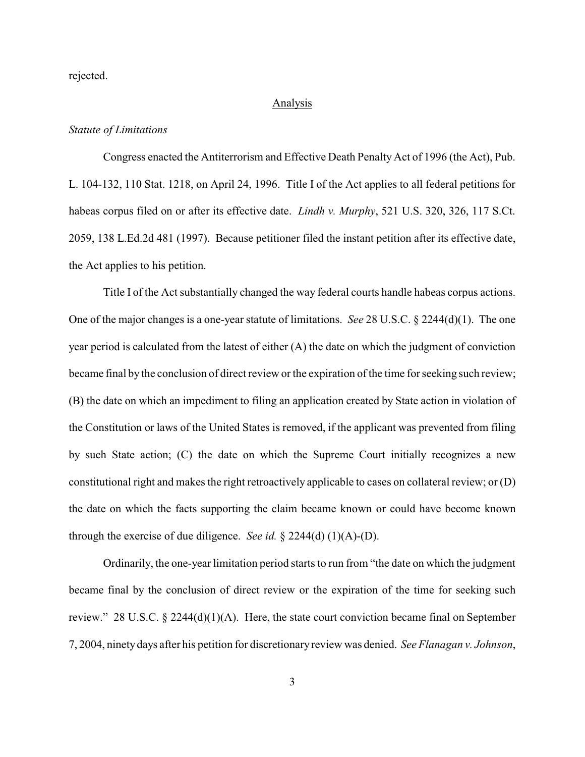rejected.

## Analysis

*Statute of Limitations*

Congress enacted the Antiterrorism and Effective Death Penalty Act of 1996 (the Act), Pub. L. 104-132, 110 Stat. 1218, on April 24, 1996. Title I of the Act applies to all federal petitions for habeas corpus filed on or after its effective date. *Lindh v. Murphy*, 521 U.S. 320, 326, 117 S.Ct. 2059, 138 L.Ed.2d 481 (1997). Because petitioner filed the instant petition after its effective date, the Act applies to his petition.

Title I of the Act substantially changed the way federal courts handle habeas corpus actions. One of the major changes is a one-year statute of limitations. *See* 28 U.S.C. § 2244(d)(1). The one year period is calculated from the latest of either (A) the date on which the judgment of conviction became final by the conclusion of direct review or the expiration of the time for seeking such review; (B) the date on which an impediment to filing an application created by State action in violation of the Constitution or laws of the United States is removed, if the applicant was prevented from filing by such State action; (C) the date on which the Supreme Court initially recognizes a new constitutional right and makes the right retroactively applicable to cases on collateral review; or (D) the date on which the facts supporting the claim became known or could have become known through the exercise of due diligence. *See id.* § 2244(d) (1)(A)-(D).

Ordinarily, the one-year limitation period starts to run from "the date on which the judgment became final by the conclusion of direct review or the expiration of the time for seeking such review." 28 U.S.C. § 2244(d)(1)(A). Here, the state court conviction became final on September 7, 2004, ninety days after his petition for discretionary review was denied. *See Flanagan v. Johnson*,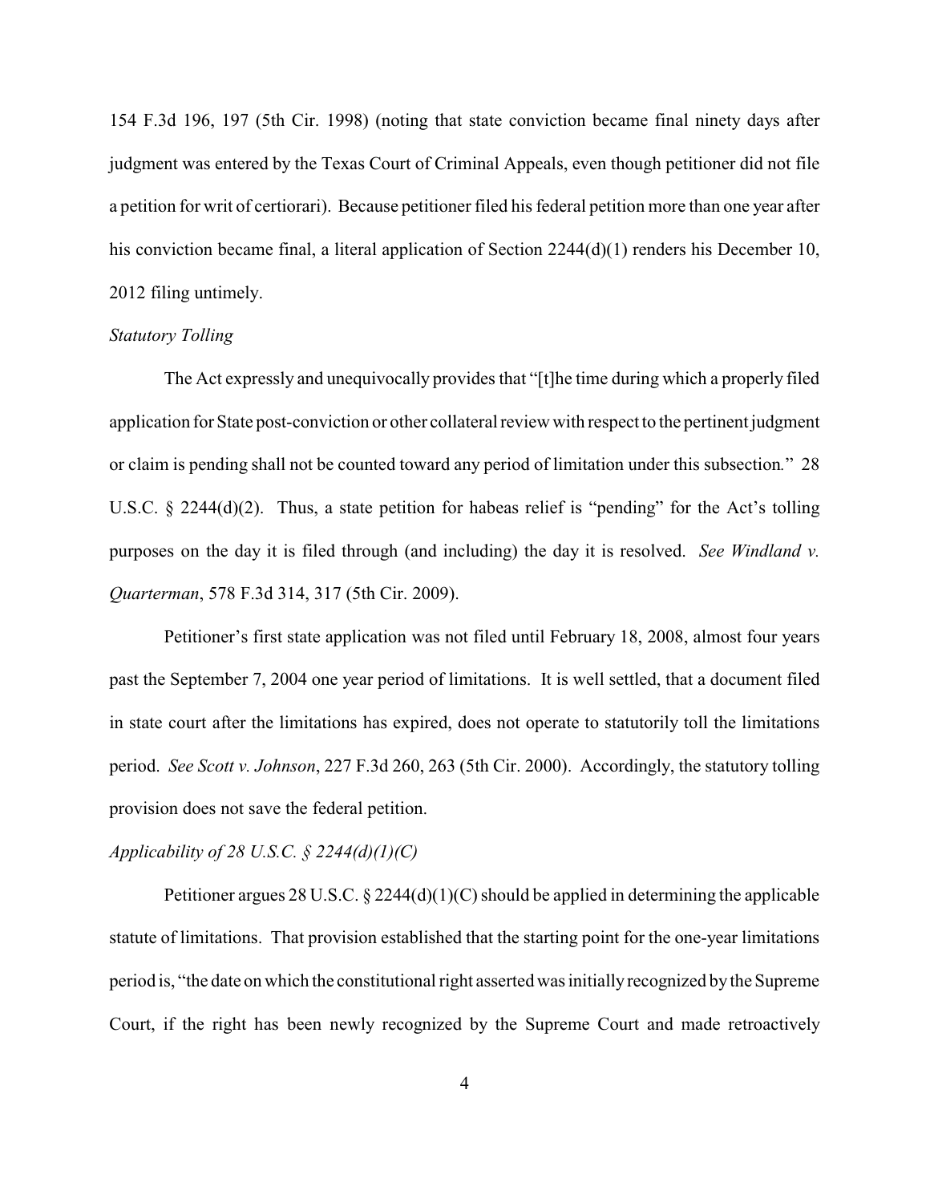154 F.3d 196, 197 (5th Cir. 1998) (noting that state conviction became final ninety days after judgment was entered by the Texas Court of Criminal Appeals, even though petitioner did not file a petition for writ of certiorari). Because petitioner filed his federal petition more than one year after his conviction became final, a literal application of Section 2244(d)(1) renders his December 10, 2012 filing untimely.

*Statutory Tolling*

The Act expressly and unequivocally provides that "[t]he time during which a properly filed application for State post-conviction or other collateral review with respect to the pertinent judgment or claim is pending shall not be counted toward any period of limitation under this subsection." 28 U.S.C. § 2244(d)(2). Thus, a state petition for habeas relief is "pending" for the Act's tolling purposes on the day it is filed through (and including) the day it is resolved. *See Windland v. Quarterman*, 578 F.3d 314, 317 (5th Cir. 2009).

Petitioner's first state application was not filed until February 18, 2008, almost four years past the September 7, 2004 one year period of limitations. It is well settled, that a document filed in state court after the limitations has expired, does not operate to statutorily toll the limitations period. *See Scott v. Johnson*, 227 F.3d 260, 263 (5th Cir. 2000). Accordingly, the statutory tolling provision does not save the federal petition.

*Applicability of 28 U.S.C. § 2244(d)(1)(C)*

Petitioner argues 28 U.S.C. § 2244(d)(1)(C) should be applied in determining the applicable statute of limitations. That provision established that the starting point for the one-year limitations period is, "the date on which the constitutional right asserted was initially recognized by the Supreme Court, if the right has been newly recognized by the Supreme Court and made retroactively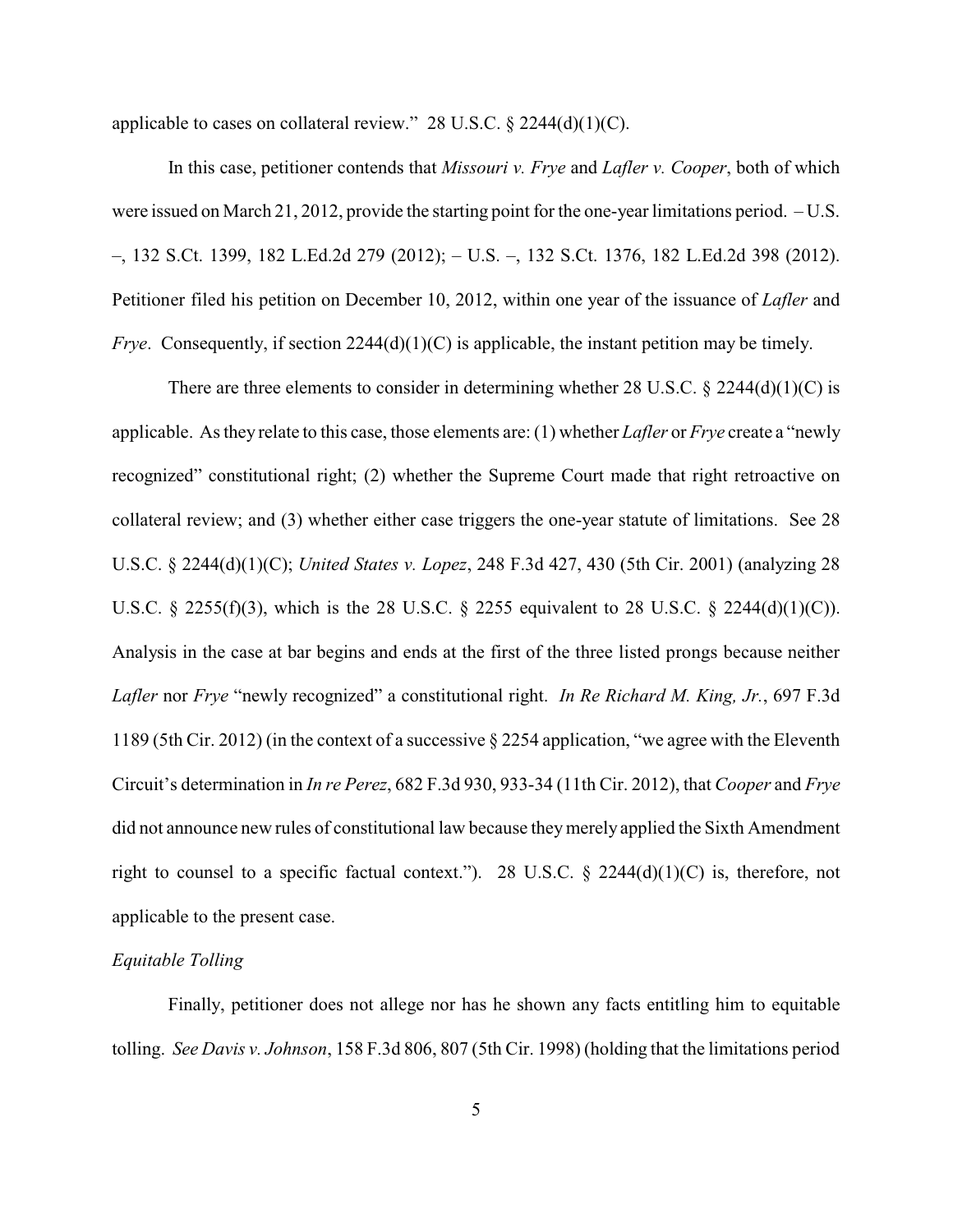applicable to cases on collateral review." 28 U.S.C. § 2244(d)(1)(C).

In this case, petitioner contends that *Missouri v. Frye* and *Lafler v. Cooper*, both of which were issued on March 21, 2012, provide the starting point for the one-year limitations period. – U.S. –, 132 S.Ct. 1399, 182 L.Ed.2d 279 (2012); – U.S. –, 132 S.Ct. 1376, 182 L.Ed.2d 398 (2012). Petitioner filed his petition on December 10, 2012, within one year of the issuance of *Lafler* and *Frye*. Consequently, if section 2244(d)(1)(C) is applicable, the instant petition may be timely.

There are three elements to consider in determining whether 28 U.S.C. § 2244(d)(1)(C) is applicable. As they relate to this case, those elements are: (1) whether *Lafler* or *Frye* create a "newly recognized" constitutional right; (2) whether the Supreme Court made that right retroactive on collateral review; and (3) whether either case triggers the one-year statute of limitations. See 28 U.S.C. § 2244(d)(1)(C); *United States v. Lopez*, 248 F.3d 427, 430 (5th Cir. 2001) (analyzing 28 U.S.C. § 2255(f)(3), which is the 28 U.S.C. § 2255 equivalent to 28 U.S.C. § 2244(d)(1)(C)). Analysis in the case at bar begins and ends at the first of the three listed prongs because neither *Lafler* nor *Frye* "newly recognized" a constitutional right. *In Re Richard M. King, Jr.*, 697 F.3d 1189 (5th Cir. 2012) (in the context of a successive § 2254 application, "we agree with the Eleventh Circuit's determination in *In re Perez*, 682 F.3d 930, 933-34 (11th Cir. 2012), that *Cooper* and *Frye* did not announce new rules of constitutional law because they merely applied the Sixth Amendment right to counsel to a specific factual context."). 28 U.S.C. § 2244(d)(1)(C) is, therefore, not applicable to the present case.

*Equitable Tolling*

Finally, petitioner does not allege nor has he shown any facts entitling him to equitable tolling. *See Davis v. Johnson*, 158 F.3d 806, 807 (5th Cir. 1998) (holding that the limitations period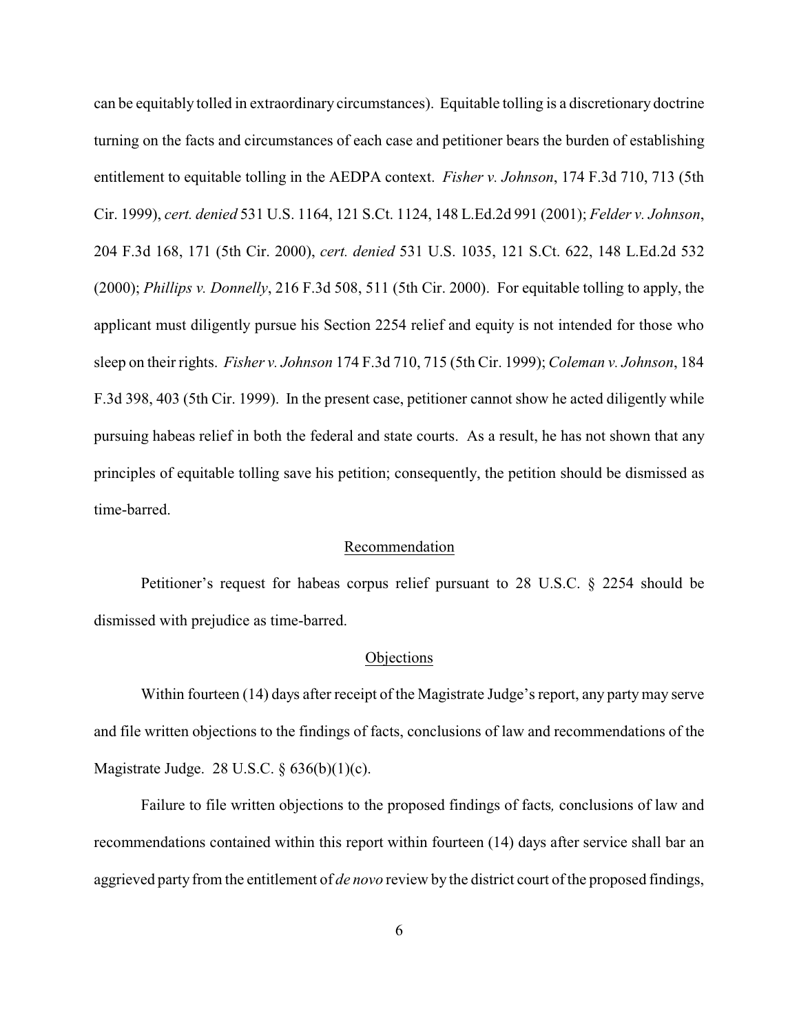can be equitably tolled in extraordinary circumstances). Equitable tolling is a discretionary doctrine turning on the facts and circumstances of each case and petitioner bears the burden of establishing entitlement to equitable tolling in the AEDPA context. *Fisher v. Johnson*, 174 F.3d 710, 713 (5th Cir. 1999), *cert. denied* 531 U.S. 1164, 121 S.Ct. 1124, 148 L.Ed.2d 991 (2001); *Felder v. Johnson*, 204 F.3d 168, 171 (5th Cir. 2000), *cert. denied* 531 U.S. 1035, 121 S.Ct. 622, 148 L.Ed.2d 532 (2000); *Phillips v. Donnelly*, 216 F.3d 508, 511 (5th Cir. 2000). For equitable tolling to apply, the applicant must diligently pursue his Section 2254 relief and equity is not intended for those who sleep on their rights. *Fisher v. Johnson* 174 F.3d 710, 715 (5th Cir. 1999); *Coleman v. Johnson*, 184 F.3d 398, 403 (5th Cir. 1999). In the present case, petitioner cannot show he acted diligently while pursuing habeas relief in both the federal and state courts. As a result, he has not shown that any principles of equitable tolling save his petition; consequently, the petition should be dismissed as time-barred.

## Recommendation

Petitioner's request for habeas corpus relief pursuant to 28 U.S.C. § 2254 should be dismissed with prejudice as time-barred.

## Objections

Within fourteen (14) days after receipt of the Magistrate Judge's report, any party may serve and file written objections to the findings of facts, conclusions of law and recommendations of the Magistrate Judge. 28 U.S.C. § 636(b)(1)(c).

Failure to file written objections to the proposed findings of facts*,* conclusions of law and recommendations contained within this report within fourteen (14) days after service shall bar an aggrieved party from the entitlement of *de novo* review by the district court of the proposed findings,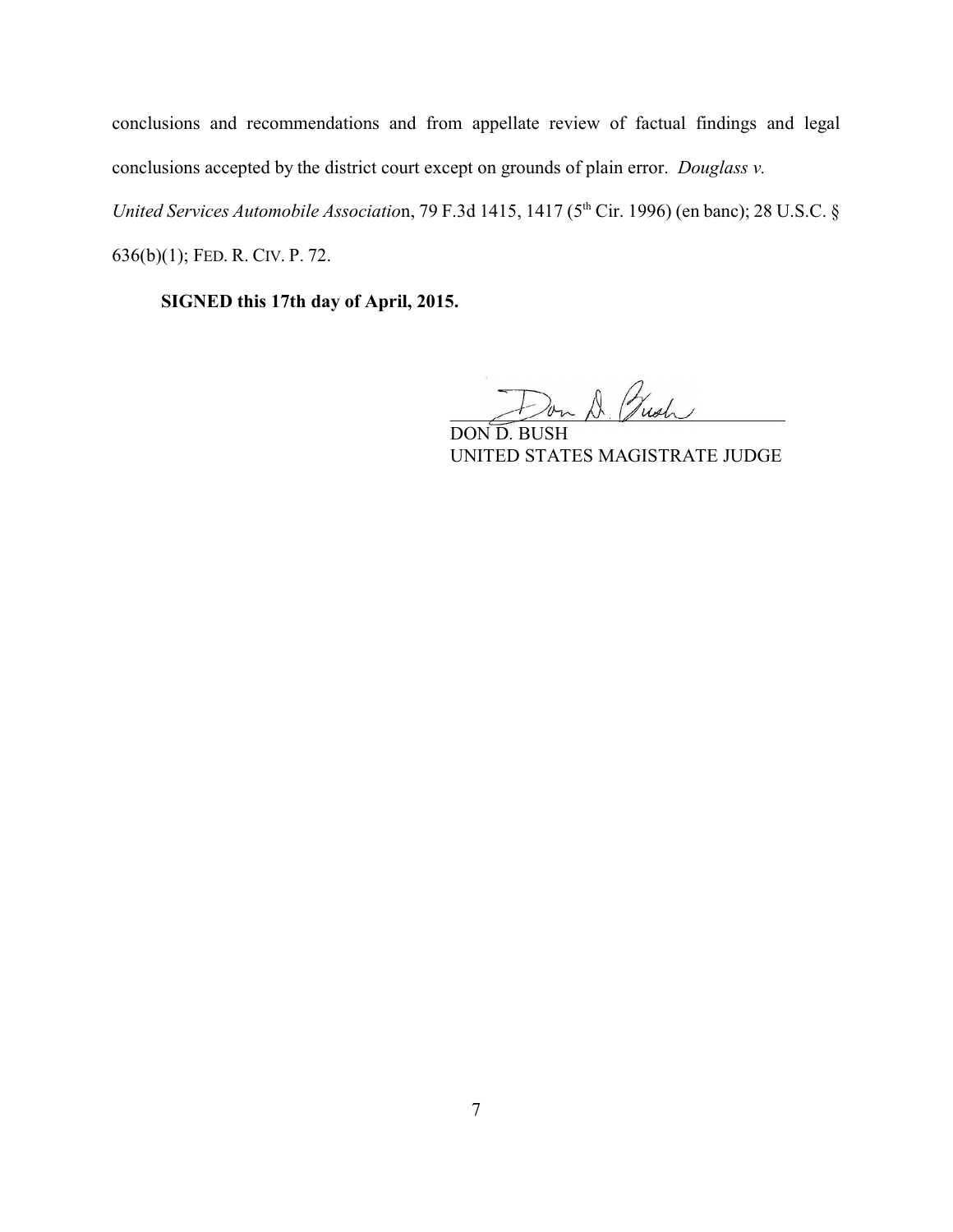conclusions and recommendations and from appellate review of factual findings and legal conclusions accepted by the district court except on grounds of plain error. *Douglass v. United Services Automobile Association*, 79 F.3d 1415, 1417 (5th Cir. 1996) (en banc); 28 U.S.C. § 636(b)(1); FED. R. CIV. P. 72.

**SIGNED this 17th day of April, 2015.**

DON D. BUSH
UNITED STATES MAGISTRATE JUDGE